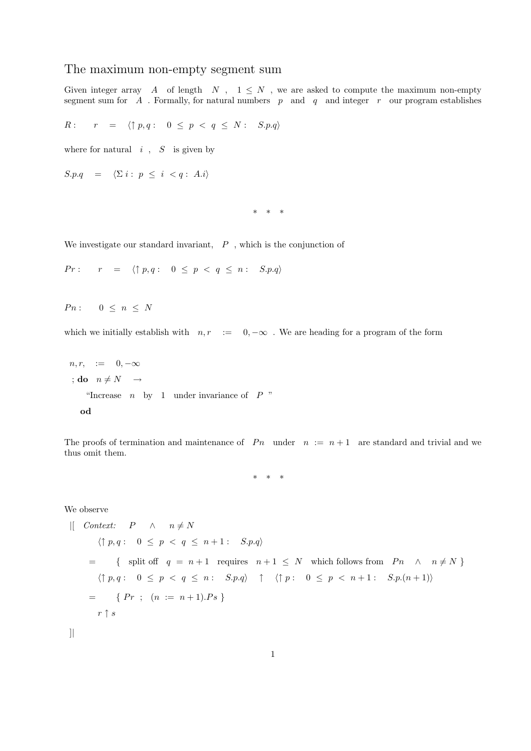# The maximum non-empty segment sum

Given integer array $A$ of length $N$ , $1 \le N$ , we are asked to compute the maximum non-empty segment sum for $A$ . Formally, for natural numbers $p$ and $q$ and integer $r$ our program establishes

$$R: \quad r \;=\; \langle \uparrow p,q: \; 0 \le p < q \le N: \; S.p.q \rangle$$

where for natural $i$ , $S$ is given by

$$S.p.q \;=\; \langle \Sigma\, i: \; p \le i < q: \; A.i \rangle$$

\*   \*   \*

We investigate our standard invariant, $P$ , which is the conjunction of

$$Pr: \quad r \;=\; \langle \uparrow p,q: \; 0 \le p < q \le n: \; S.p.q \rangle$$

$$Pn: \quad 0 \le n \le N$$

which we initially establish with $n, r \;:=\; 0, -\infty$ . We are heading for a program of the form

```
n, r,  :=  0, −∞
; do  n ≠ N  →
     "Increase  n  by  1  under invariance of  P "
  od
```

The proofs of termination and maintenance of $Pn$ under $n := n+1$ are standard and trivial and we thus omit them.

\*   \*   \*

We observe

|[ *Context:* $P \;\wedge\; n \ne N$

$\langle \uparrow p,q: \; 0 \le p < q \le n+1: \; S.p.q \rangle$

$=$ { split off $q = n+1$ requires $n+1 \le N$ which follows from $Pn \;\wedge\; n \ne N$ }

$\langle \uparrow p,q: \; 0 \le p < q \le n: \; S.p.q \rangle \;\uparrow\; \langle \uparrow p: \; 0 \le p < n+1: \; S.p.(n+1) \rangle$

$=$ { $Pr$ ; $(n := n+1).Ps$ }

$r \uparrow s$

]|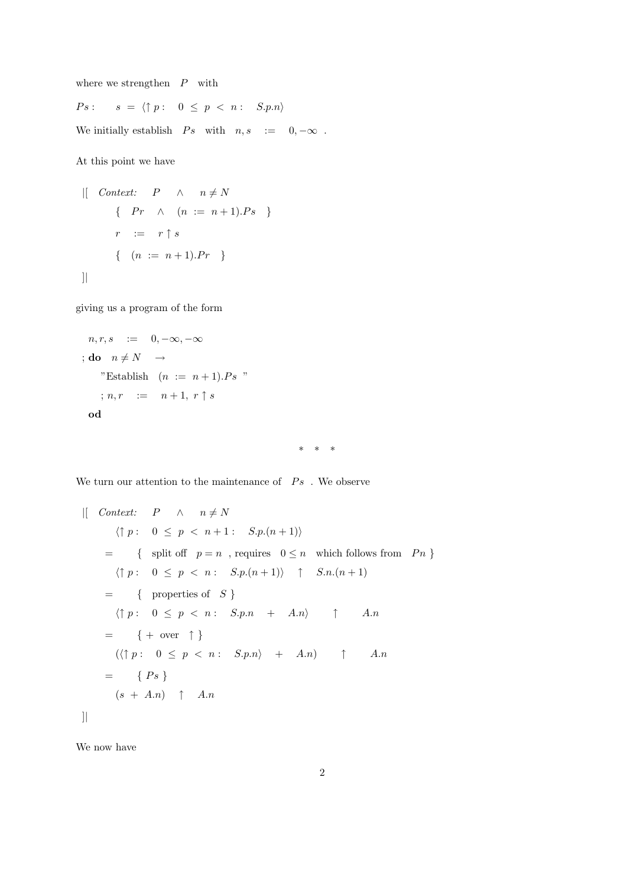where we strengthen $P$ with

$Ps: \quad s \ = \ \langle \uparrow p : \ \ 0 \ \leq \ p \ < \ n : \ \ S.p.n \rangle$

We initially establish $Ps$ with $n, s \ := \ 0, -\infty$ .

At this point we have

$$
\begin{array}{l}
|[ \quad \textit{Context:} \quad P \quad \wedge \quad n \neq N \\
\qquad \{ \quad Pr \quad \wedge \quad (n \ := \ n+1).Ps \quad \} \\
\qquad r \quad := \quad r \uparrow s \\
\qquad \{ \quad (n \ := \ n+1).Pr \quad \} \\
]|
\end{array}
$$

giving us a program of the form

$$
\begin{array}{l}
\quad n, r, s \quad := \quad 0, -\infty, -\infty \\
; \textbf{do} \quad n \neq N \quad \rightarrow \\
\qquad \text{"Establish} \quad (n \ := \ n+1).Ps \ \text{"} \\
\qquad ; n, r \quad := \quad n+1, \ r \uparrow s \\
\quad \textbf{od}
\end{array}
$$

\* \* \*

We turn our attention to the maintenance of $Ps$ . We observe

$$
\begin{array}{ll}
|[ \quad \textit{Context:} \quad P \quad \wedge \quad n \neq N & \\
\qquad \langle \uparrow p : \ \ 0 \ \leq \ p \ < \ n+1 : \ \ S.p.(n+1) \rangle & \\
\quad = \qquad \{ \ \text{split off} \ \ p = n \ \text{, requires} \ \ 0 \leq n \ \ \text{which follows from} \ \ Pn \ \} & \\
\qquad \langle \uparrow p : \ \ 0 \ \leq \ p \ < \ n : \ \ S.p.(n+1) \rangle \quad \uparrow \quad S.n.(n+1) & \\
\quad = \qquad \{ \ \text{properties of} \ \ S \ \} & \\
\qquad \langle \uparrow p : \ \ 0 \ \leq \ p \ < \ n : \ \ S.p.n \quad + \quad A.n \rangle \qquad \uparrow \qquad A.n & \\
\quad = \qquad \{ + \ \text{over} \ \ \uparrow \} & \\
\qquad (\langle \uparrow p : \ \ 0 \ \leq \ p \ < \ n : \ \ S.p.n \rangle \quad + \quad A.n) \qquad \uparrow \qquad A.n & \\
\quad = \qquad \{ \ Ps \ \} & \\
\qquad (s \ + \ A.n) \quad \uparrow \quad A.n & \\
]| &
\end{array}
$$

We now have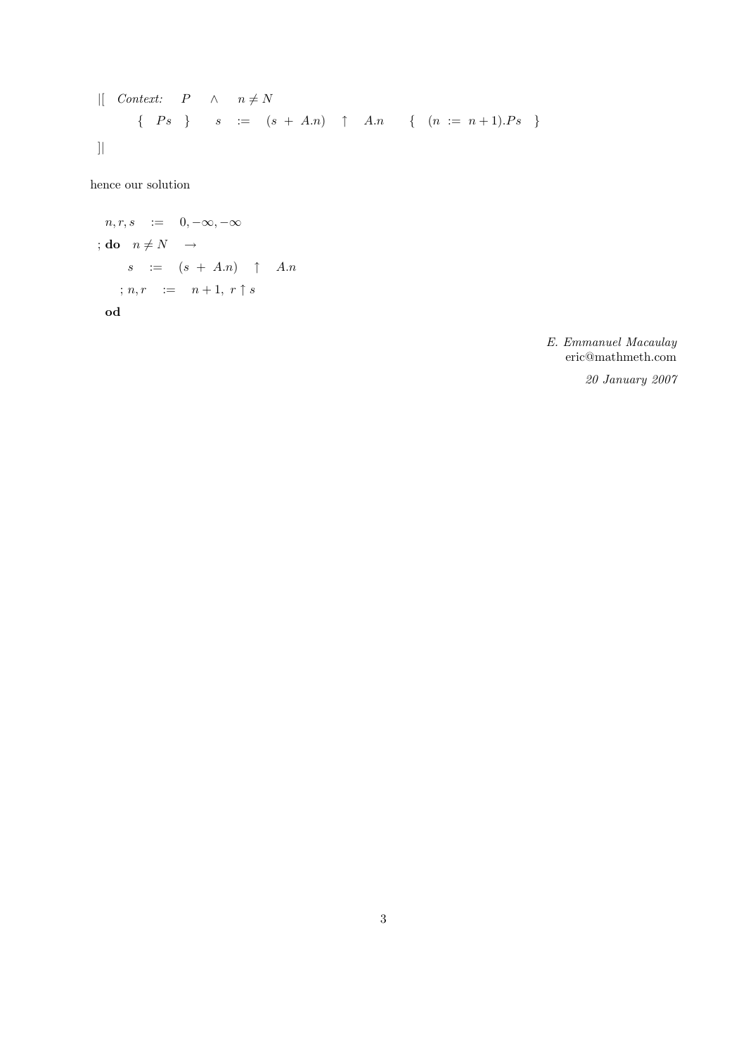$$
\begin{array}{l}
|[\quad \textit{Context:} \quad P \quad \wedge \quad n \neq N \\
\qquad \{ \quad Ps \quad \} \qquad s \quad := \quad (s \ + \ A.n) \quad \uparrow \quad A.n \qquad \{ \quad (n \ := \ n+1).Ps \quad \} \\
]|
\end{array}
$$

hence our solution

$$
\begin{array}{l}
\quad n, r, s \quad := \quad 0, -\infty, -\infty \\
; \mathbf{do} \quad n \neq N \quad \rightarrow \\
\qquad s \quad := \quad (s \ + \ A.n) \quad \uparrow \quad A.n \\
\qquad ; n, r \quad := \quad n+1, \ r \uparrow s \\
\quad \mathbf{od}
\end{array}
$$

*E. Emmanuel Macaulay*
eric@mathmeth.com

*20 January 2007*